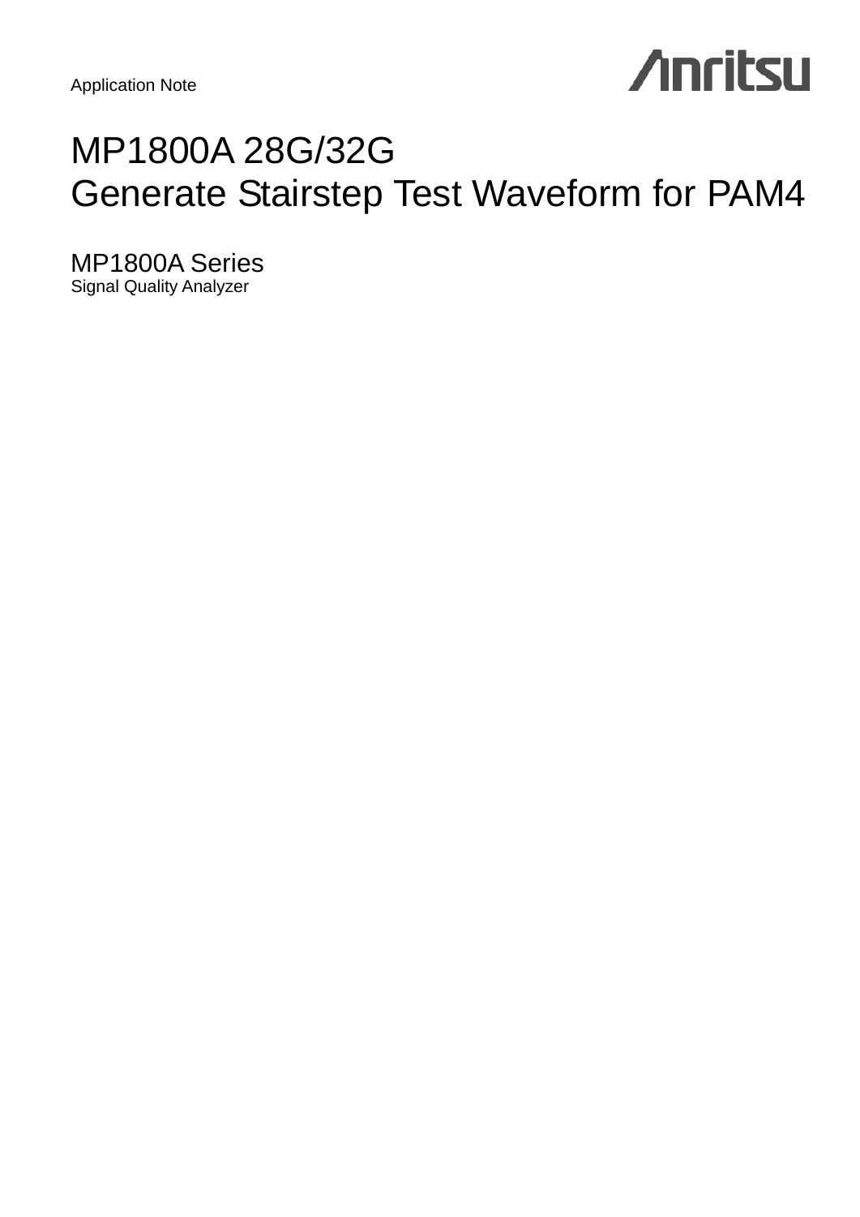Application Note

Anritsu

# MP1800A 28G/32G
# Generate Stairstep Test Waveform for PAM4

## MP1800A Series
Signal Quality Analyzer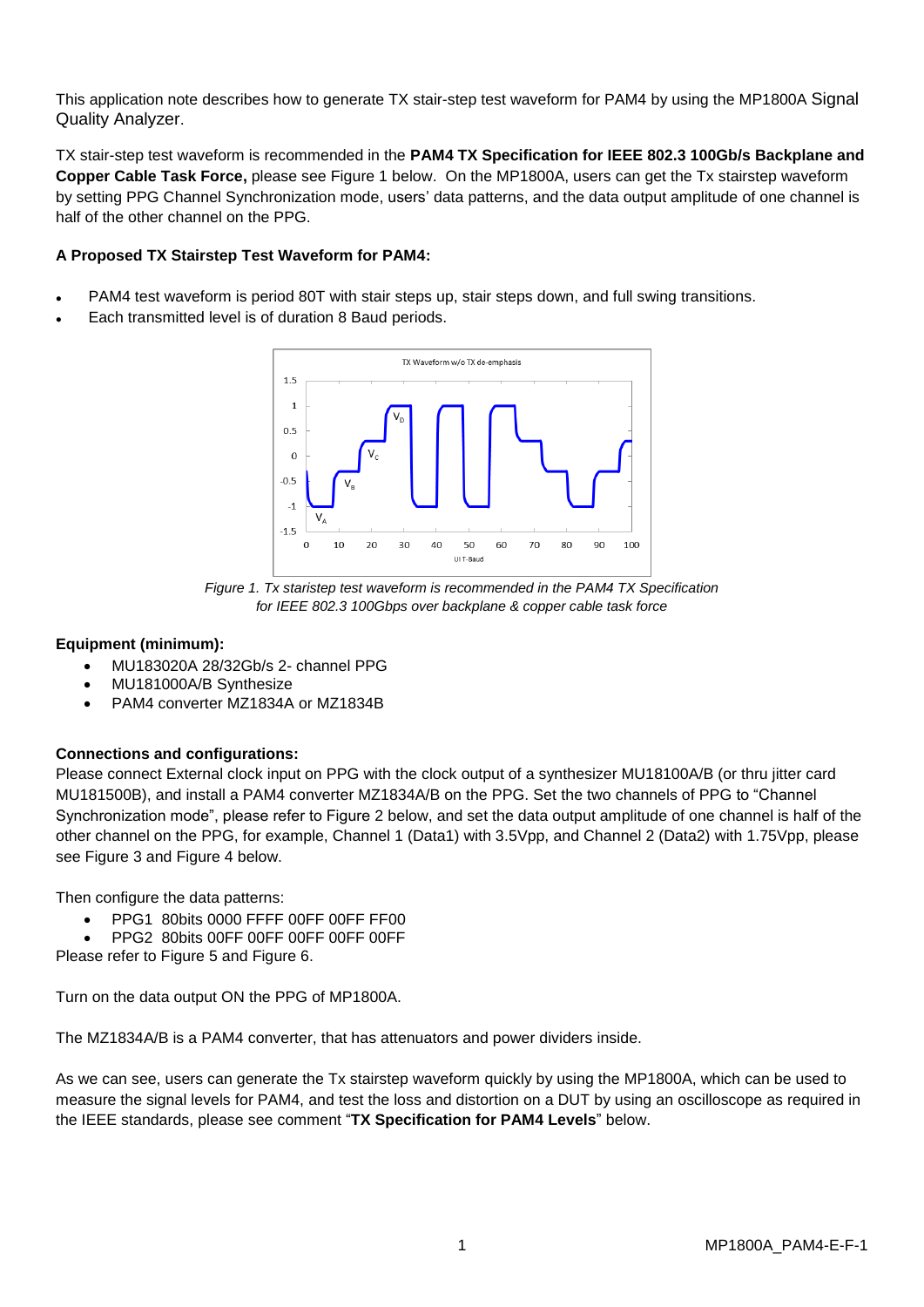This application note describes how to generate TX stair-step test waveform for PAM4 by using the MP1800A Signal Quality Analyzer.

TX stair-step test waveform is recommended in the **PAM4 TX Specification for IEEE 802.3 100Gb/s Backplane and Copper Cable Task Force,** please see Figure 1 below. On the MP1800A, users can get the Tx stairstep waveform by setting PPG Channel Synchronization mode, users' data patterns, and the data output amplitude of one channel is half of the other channel on the PPG.

**A Proposed TX Stairstep Test Waveform for PAM4:**

- PAM4 test waveform is period 80T with stair steps up, stair steps down, and full swing transitions.
- Each transmitted level is of duration 8 Baud periods.

*Figure 1. Tx staristep test waveform is recommended in the PAM4 TX Specification for IEEE 802.3 100Gbps over backplane & copper cable task force*

**Equipment (minimum):**

- MU183020A 28/32Gb/s 2- channel PPG
- MU181000A/B Synthesize
- PAM4 converter MZ1834A or MZ1834B

**Connections and configurations:**

Please connect External clock input on PPG with the clock output of a synthesizer MU18100A/B (or thru jitter card MU181500B), and install a PAM4 converter MZ1834A/B on the PPG. Set the two channels of PPG to "Channel Synchronization mode", please refer to Figure 2 below, and set the data output amplitude of one channel is half of the other channel on the PPG, for example, Channel 1 (Data1) with 3.5Vpp, and Channel 2 (Data2) with 1.75Vpp, please see Figure 3 and Figure 4 below.

Then configure the data patterns:

- PPG1 80bits 0000 FFFF 00FF 00FF FF00
- PPG2 80bits 00FF 00FF 00FF 00FF 00FF

Please refer to Figure 5 and Figure 6.

Turn on the data output ON the PPG of MP1800A.

The MZ1834A/B is a PAM4 converter, that has attenuators and power dividers inside.

As we can see, users can generate the Tx stairstep waveform quickly by using the MP1800A, which can be used to measure the signal levels for PAM4, and test the loss and distortion on a DUT by using an oscilloscope as required in the IEEE standards, please see comment "**TX Specification for PAM4 Levels**" below.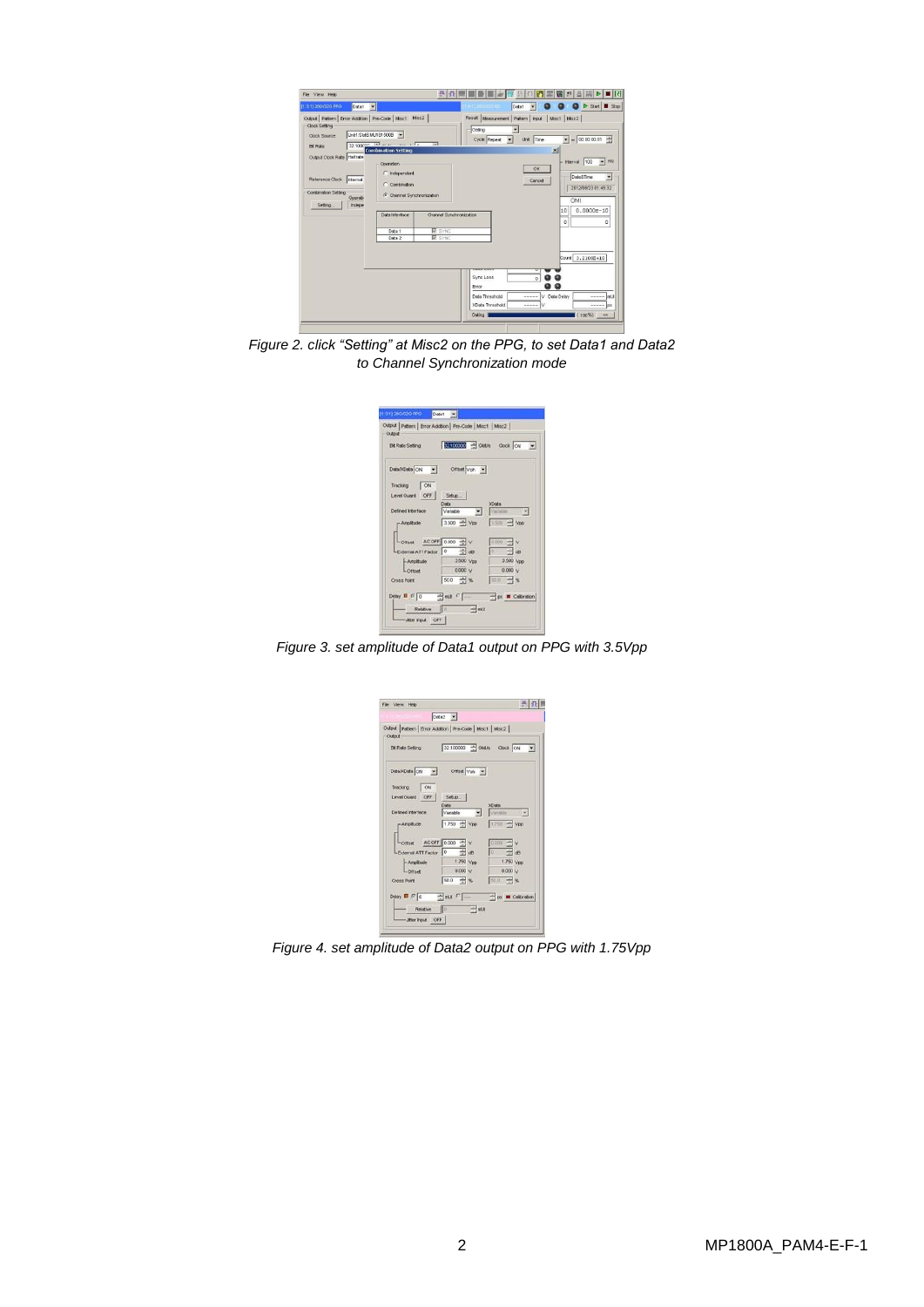Figure 2. click "Setting" at Misc2 on the PPG, to set Data1 and Data2 to Channel Synchronization mode

Figure 3. set amplitude of Data1 output on PPG with 3.5Vpp

Figure 4. set amplitude of Data2 output on PPG with 1.75Vpp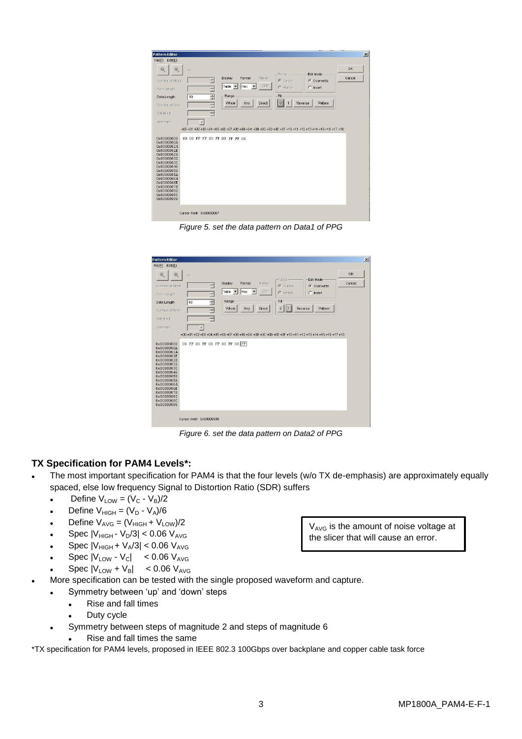Figure 5. set the data pattern on Data1 of PPG

Figure 6. set the data pattern on Data2 of PPG

### TX Specification for PAM4 Levels*:

- The most important specification for PAM4 is that the four levels (w/o TX de-emphasis) are approximately equally spaced, else low frequency Signal to Distortion Ratio (SDR) suffers
  - Define $V_{LOW} = (V_C - V_B)/2$
  - Define $V_{HIGH} = (V_D - V_A)/6$
  - Define $V_{AVG} = (V_{HIGH} + V_{LOW})/2$
  - Spec $|V_{HIGH} - V_D/3| < 0.06\ V_{AVG}$
  - Spec $|V_{HIGH} + V_A/3| < 0.06\ V_{AVG}$
  - Spec $|V_{LOW} - V_C| < 0.06\ V_{AVG}$
  - Spec $|V_{LOW} + V_B| < 0.06\ V_{AVG}$
- More specification can be tested with the single proposed waveform and capture.
  - Symmetry between 'up' and 'down' steps
    - Rise and fall times
    - Duty cycle
  - Symmetry between steps of magnitude 2 and steps of magnitude 6
    - Rise and fall times the same

$V_{AVG}$ is the amount of noise voltage at the slicer that will cause an error.

*TX specification for PAM4 levels, proposed in IEEE 802.3 100Gbps over backplane and copper cable task force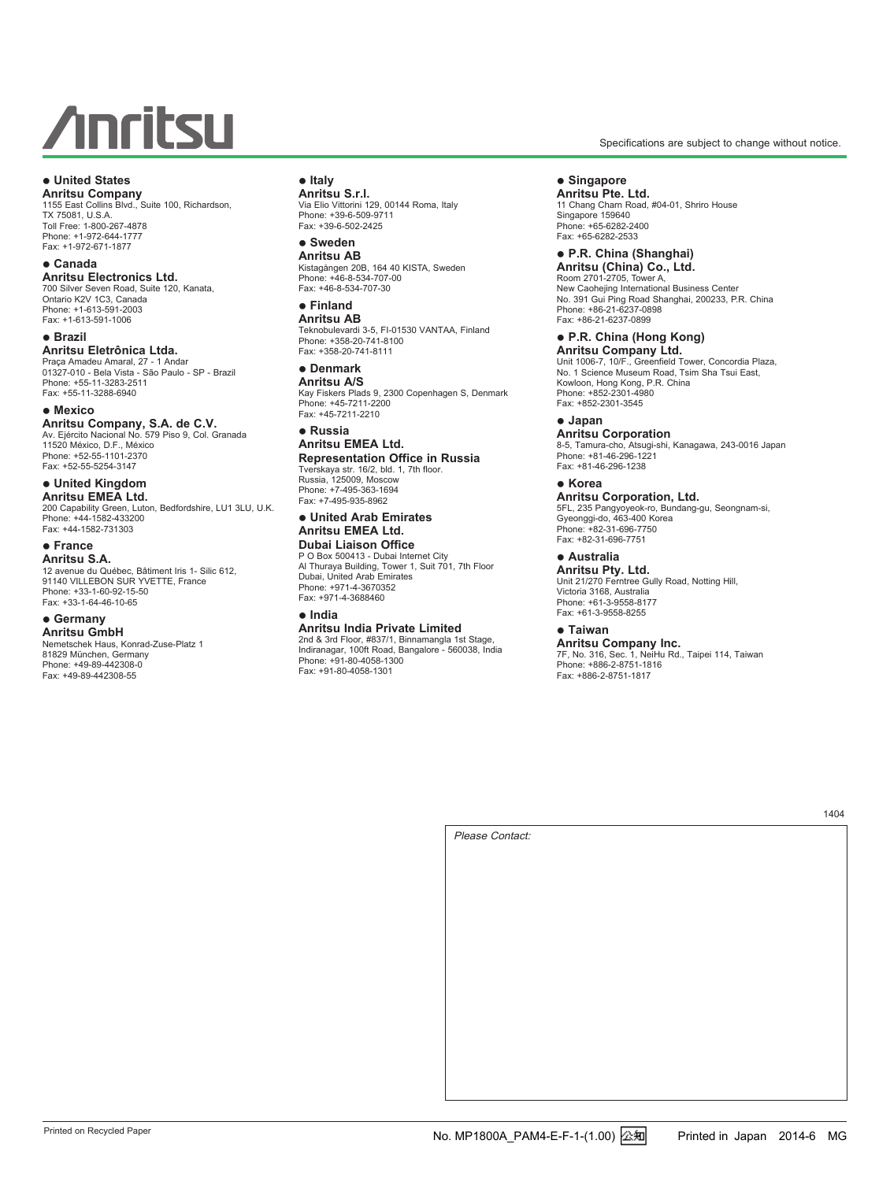# Anritsu

Specifications are subject to change without notice.

● **United States**
**Anritsu Company**
1155 East Collins Blvd., Suite 100, Richardson,
TX 75081, U.S.A.
Toll Free: 1-800-267-4878
Phone: +1-972-644-1777
Fax: +1-972-671-1877

● **Canada**
**Anritsu Electronics Ltd.**
700 Silver Seven Road, Suite 120, Kanata,
Ontario K2V 1C3, Canada
Phone: +1-613-591-2003
Fax: +1-613-591-1006

● **Brazil**
**Anritsu Eletrônica Ltda.**
Praça Amadeu Amaral, 27 - 1 Andar
01327-010 - Bela Vista - São Paulo - SP - Brazil
Phone: +55-11-3283-2511
Fax: +55-11-3288-6940

● **Mexico**
**Anritsu Company, S.A. de C.V.**
Av. Ejército Nacional No. 579 Piso 9, Col. Granada
11520 México, D.F., México
Phone: +52-55-1101-2370
Fax: +52-55-5254-3147

● **United Kingdom**
**Anritsu EMEA Ltd.**
200 Capability Green, Luton, Bedfordshire, LU1 3LU, U.K.
Phone: +44-1582-433200
Fax: +44-1582-731303

● **France**
**Anritsu S.A.**
12 avenue du Québec, Bâtiment Iris 1- Silic 612,
91140 VILLEBON SUR YVETTE, France
Phone: +33-1-60-92-15-50
Fax: +33-1-64-46-10-65

● **Germany**
**Anritsu GmbH**
Nemetschek Haus, Konrad-Zuse-Platz 1
81829 München, Germany
Phone: +49-89-442308-0
Fax: +49-89-442308-55

● **Italy**
**Anritsu S.r.l.**
Via Elio Vittorini 129, 00144 Roma, Italy
Phone: +39-6-509-9711
Fax: +39-6-502-2425

● **Sweden**
**Anritsu AB**
Kistagången 20B, 164 40 KISTA, Sweden
Phone: +46-8-534-707-00
Fax: +46-8-534-707-30

● **Finland**
**Anritsu AB**
Teknobulevardi 3-5, FI-01530 VANTAA, Finland
Phone: +358-20-741-8100
Fax: +358-20-741-8111

● **Denmark**
**Anritsu A/S**
Kay Fiskers Plads 9, 2300 Copenhagen S, Denmark
Phone: +45-7211-2200
Fax: +45-7211-2210

● **Russia**
**Anritsu EMEA Ltd.**
**Representation Office in Russia**
Tverskaya str. 16/2, bld. 1, 7th floor.
Russia, 125009, Moscow
Phone: +7-495-363-1694
Fax: +7-495-935-8962

● **United Arab Emirates**
**Anritsu EMEA Ltd.**
**Dubai Liaison Office**
P O Box 500413 - Dubai Internet City
Al Thuraya Building, Tower 1, Suit 701, 7th Floor
Dubai, United Arab Emirates
Phone: +971-4-3670352
Fax: +971-4-3688460

● **India**
**Anritsu India Private Limited**
2nd & 3rd Floor, #837/1, Binnamangla 1st Stage,
Indiranagar, 100ft Road, Bangalore - 560038, India
Phone: +91-80-4058-1300
Fax: +91-80-4058-1301

● **Singapore**
**Anritsu Pte. Ltd.**
11 Chang Charn Road, #04-01, Shriro House
Singapore 159640
Phone: +65-6282-2400
Fax: +65-6282-2533

● **P.R. China (Shanghai)**
**Anritsu (China) Co., Ltd.**
Room 2701-2705, Tower A,
New Caohejing International Business Center
No. 391 Gui Ping Road Shanghai, 200233, P.R. China
Phone: +86-21-6237-0898
Fax: +86-21-6237-0899

● **P.R. China (Hong Kong)**
**Anritsu Company Ltd.**
Unit 1006-7, 10/F., Greenfield Tower, Concordia Plaza,
No. 1 Science Museum Road, Tsim Sha Tsui East,
Kowloon, Hong Kong, P.R. China
Phone: +852-2301-4980
Fax: +852-2301-3545

● **Japan**
**Anritsu Corporation**
8-5, Tamura-cho, Atsugi-shi, Kanagawa, 243-0016 Japan
Phone: +81-46-296-1221
Fax: +81-46-296-1238

● **Korea**
**Anritsu Corporation, Ltd.**
5FL, 235 Pangyoyeok-ro, Bundang-gu, Seongnam-si,
Gyeonggi-do, 463-400 Korea
Phone: +82-31-696-7750
Fax: +82-31-696-7751

● **Australia**
**Anritsu Pty. Ltd.**
Unit 21/270 Ferntree Gully Road, Notting Hill,
Victoria 3168, Australia
Phone: +61-3-9558-8177
Fax: +61-3-9558-8255

● **Taiwan**
**Anritsu Company Inc.**
7F, No. 316, Sec. 1, NeiHu Rd., Taipei 114, Taiwan
Phone: +886-2-8751-1816
Fax: +886-2-8751-1817

1404

*Please Contact:*

Printed on Recycled Paper

No. MP1800A_PAM4-E-F-1-(1.00) 公知 Printed in Japan 2014-6 MG